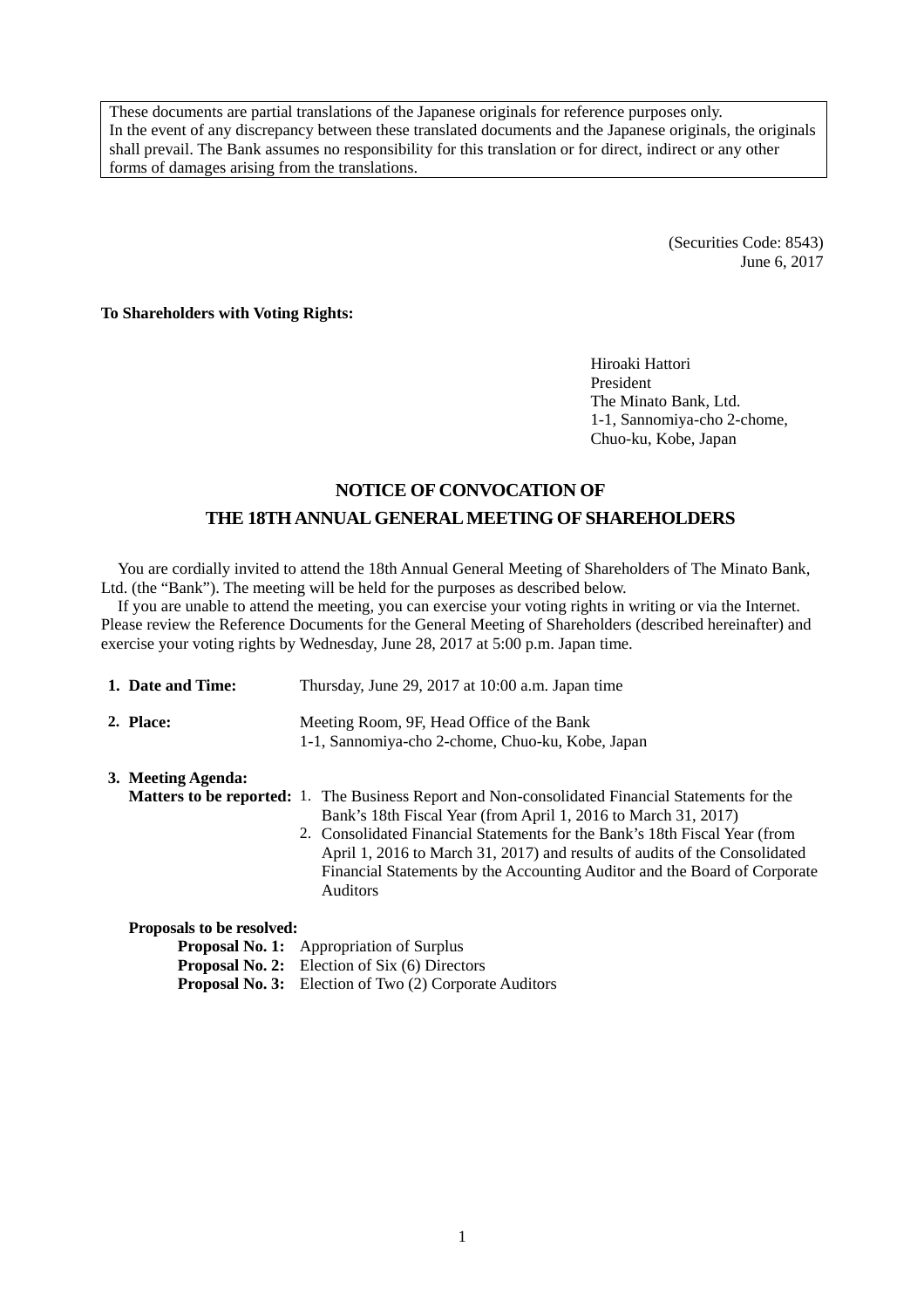These documents are partial translations of the Japanese originals for reference purposes only.
In the event of any discrepancy between these translated documents and the Japanese originals, the originals shall prevail. The Bank assumes no responsibility for this translation or for direct, indirect or any other forms of damages arising from the translations.

(Securities Code: 8543)
June 6, 2017

**To Shareholders with Voting Rights:**

Hiroaki Hattori
President
The Minato Bank, Ltd.
1-1, Sannomiya-cho 2-chome,
Chuo-ku, Kobe, Japan

# NOTICE OF CONVOCATION OF THE 18TH ANNUAL GENERAL MEETING OF SHAREHOLDERS

You are cordially invited to attend the 18th Annual General Meeting of Shareholders of The Minato Bank, Ltd. (the "Bank"). The meeting will be held for the purposes as described below.

If you are unable to attend the meeting, you can exercise your voting rights in writing or via the Internet. Please review the Reference Documents for the General Meeting of Shareholders (described hereinafter) and exercise your voting rights by Wednesday, June 28, 2017 at 5:00 p.m. Japan time.

**1. Date and Time:** Thursday, June 29, 2017 at 10:00 a.m. Japan time

**2. Place:** Meeting Room, 9F, Head Office of the Bank
1-1, Sannomiya-cho 2-chome, Chuo-ku, Kobe, Japan

**3. Meeting Agenda:**

**Matters to be reported:**
1. The Business Report and Non-consolidated Financial Statements for the Bank's 18th Fiscal Year (from April 1, 2016 to March 31, 2017)
2. Consolidated Financial Statements for the Bank's 18th Fiscal Year (from April 1, 2016 to March 31, 2017) and results of audits of the Consolidated Financial Statements by the Accounting Auditor and the Board of Corporate Auditors

**Proposals to be resolved:**

**Proposal No. 1:** Appropriation of Surplus
**Proposal No. 2:** Election of Six (6) Directors
**Proposal No. 3:** Election of Two (2) Corporate Auditors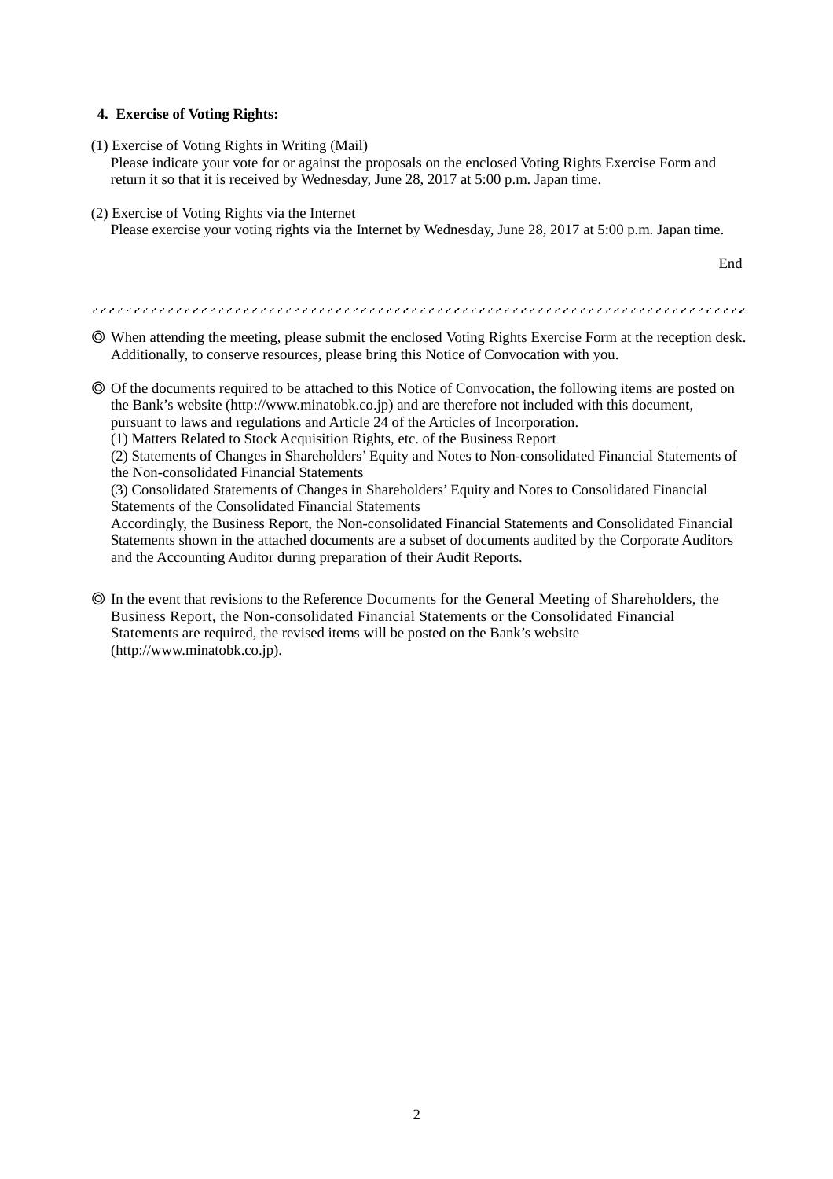**4. Exercise of Voting Rights:**

(1) Exercise of Voting Rights in Writing (Mail)
Please indicate your vote for or against the proposals on the enclosed Voting Rights Exercise Form and return it so that it is received by Wednesday, June 28, 2017 at 5:00 p.m. Japan time.

(2) Exercise of Voting Rights via the Internet
Please exercise your voting rights via the Internet by Wednesday, June 28, 2017 at 5:00 p.m. Japan time.

End

---

◎ When attending the meeting, please submit the enclosed Voting Rights Exercise Form at the reception desk. Additionally, to conserve resources, please bring this Notice of Convocation with you.

◎ Of the documents required to be attached to this Notice of Convocation, the following items are posted on the Bank's website (http://www.minatobk.co.jp) and are therefore not included with this document, pursuant to laws and regulations and Article 24 of the Articles of Incorporation.
(1) Matters Related to Stock Acquisition Rights, etc. of the Business Report
(2) Statements of Changes in Shareholders' Equity and Notes to Non-consolidated Financial Statements of the Non-consolidated Financial Statements
(3) Consolidated Statements of Changes in Shareholders' Equity and Notes to Consolidated Financial Statements of the Consolidated Financial Statements
Accordingly, the Business Report, the Non-consolidated Financial Statements and Consolidated Financial Statements shown in the attached documents are a subset of documents audited by the Corporate Auditors and the Accounting Auditor during preparation of their Audit Reports.

◎ In the event that revisions to the Reference Documents for the General Meeting of Shareholders, the Business Report, the Non-consolidated Financial Statements or the Consolidated Financial Statements are required, the revised items will be posted on the Bank's website (http://www.minatobk.co.jp).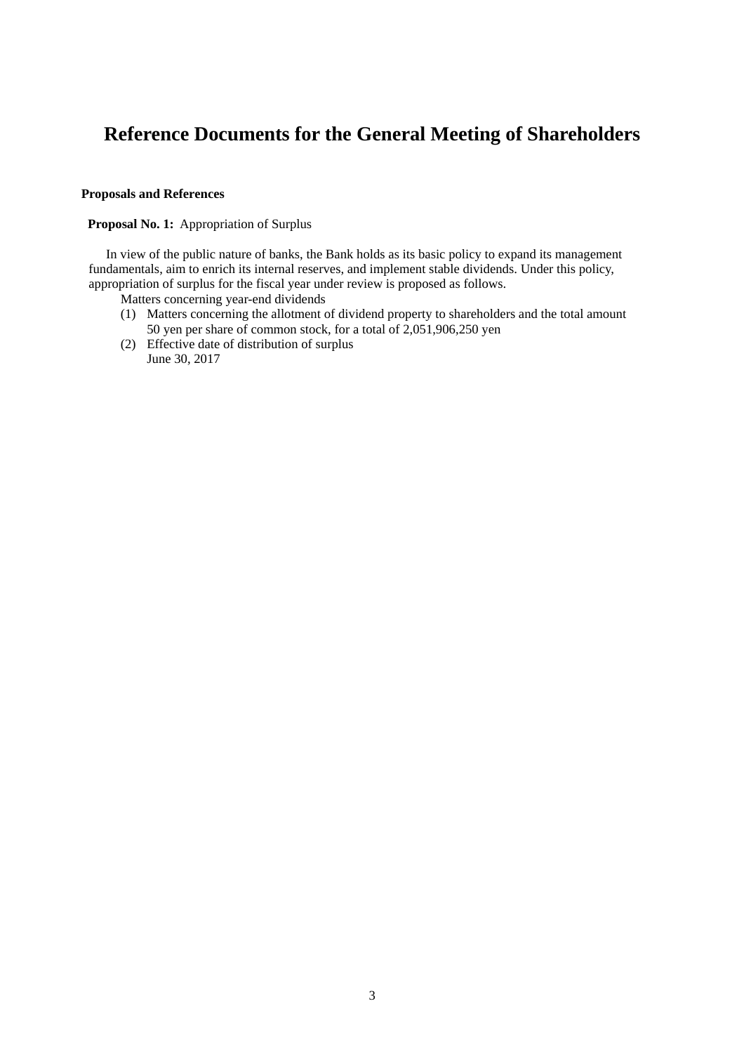# Reference Documents for the General Meeting of Shareholders

**Proposals and References**

**Proposal No. 1:** Appropriation of Surplus

In view of the public nature of banks, the Bank holds as its basic policy to expand its management fundamentals, aim to enrich its internal reserves, and implement stable dividends. Under this policy, appropriation of surplus for the fiscal year under review is proposed as follows.

Matters concerning year-end dividends

(1) Matters concerning the allotment of dividend property to shareholders and the total amount
50 yen per share of common stock, for a total of 2,051,906,250 yen

(2) Effective date of distribution of surplus
June 30, 2017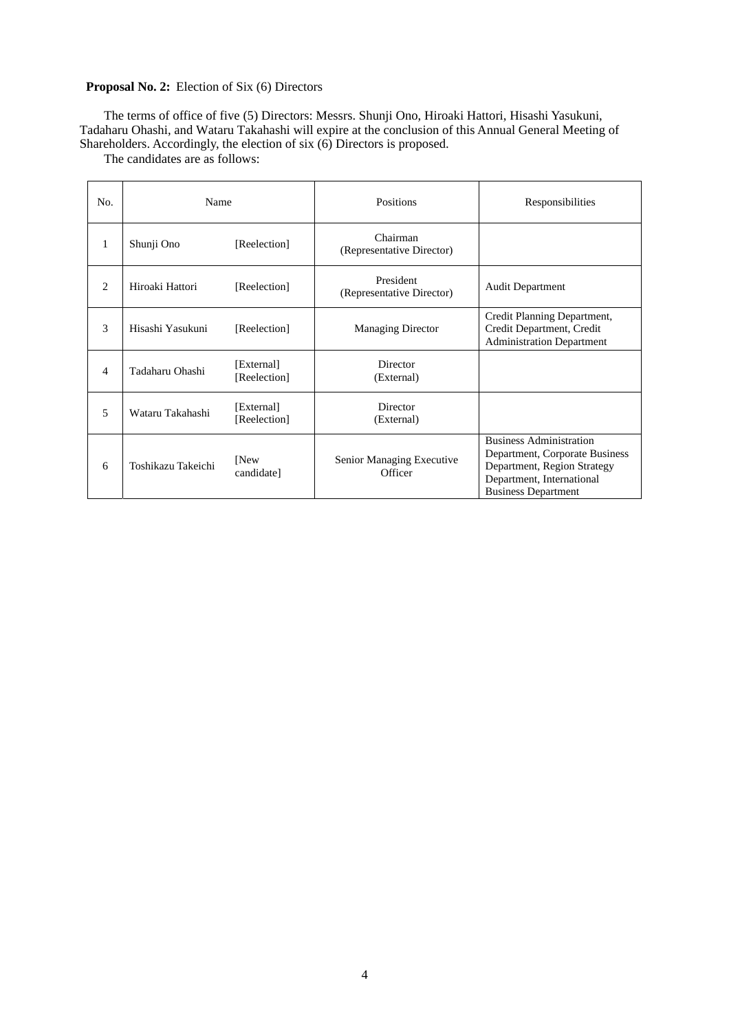**Proposal No. 2:** Election of Six (6) Directors

The terms of office of five (5) Directors: Messrs. Shunji Ono, Hiroaki Hattori, Hisashi Yasukuni, Tadaharu Ohashi, and Wataru Takahashi will expire at the conclusion of this Annual General Meeting of Shareholders. Accordingly, the election of six (6) Directors is proposed.

The candidates are as follows:

| No. | Name | | Positions | Responsibilities |
|---|---|---|---|---|
| 1 | Shunji Ono | [Reelection] | Chairman (Representative Director) | |
| 2 | Hiroaki Hattori | [Reelection] | President (Representative Director) | Audit Department |
| 3 | Hisashi Yasukuni | [Reelection] | Managing Director | Credit Planning Department, Credit Department, Credit Administration Department |
| 4 | Tadaharu Ohashi | [External] [Reelection] | Director (External) | |
| 5 | Wataru Takahashi | [External] [Reelection] | Director (External) | |
| 6 | Toshikazu Takeichi | [New candidate] | Senior Managing Executive Officer | Business Administration Department, Corporate Business Department, Region Strategy Department, International Business Department |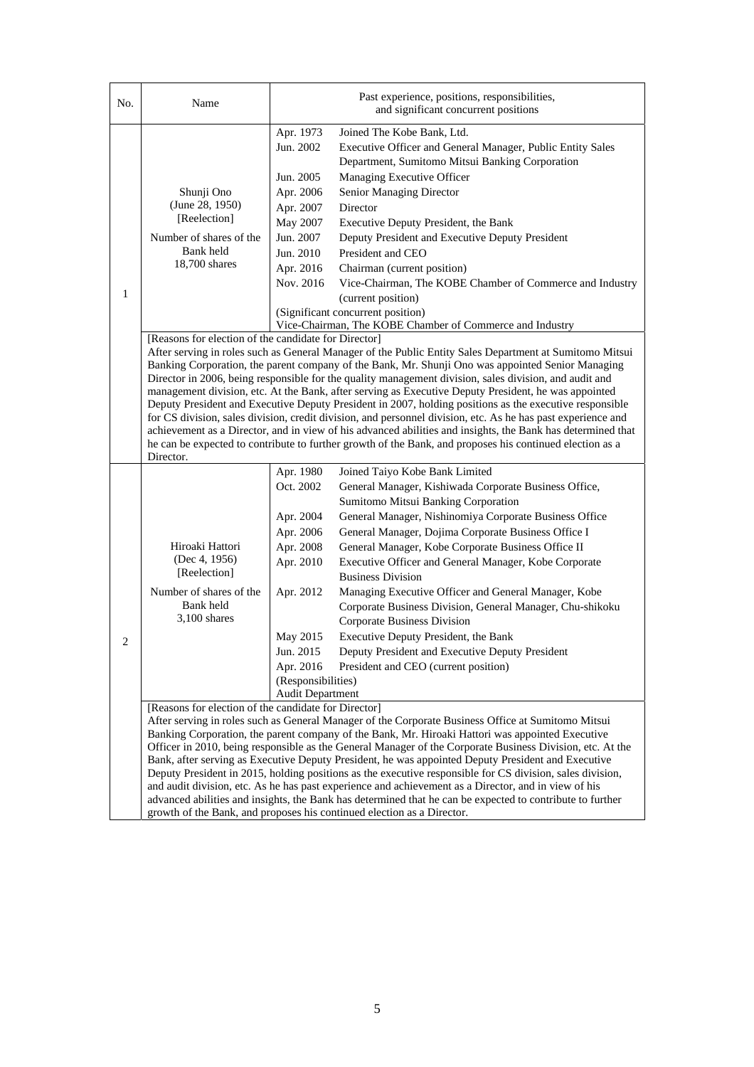| No. | Name | Past experience, positions, responsibilities, and significant concurrent positions |
|---|---|---|
| 1 | Shunji Ono<br>(June 28, 1950)<br>[Reelection]<br><br>Number of shares of the Bank held<br>18,700 shares | Apr. 1973 Joined The Kobe Bank, Ltd.<br>Jun. 2002 Executive Officer and General Manager, Public Entity Sales Department, Sumitomo Mitsui Banking Corporation<br>Jun. 2005 Managing Executive Officer<br>Apr. 2006 Senior Managing Director<br>Apr. 2007 Director<br>May 2007 Executive Deputy President, the Bank<br>Jun. 2007 Deputy President and Executive Deputy President<br>Jun. 2010 President and CEO<br>Apr. 2016 Chairman (current position)<br>Nov. 2016 Vice-Chairman, The KOBE Chamber of Commerce and Industry (current position)<br>(Significant concurrent position)<br>Vice-Chairman, The KOBE Chamber of Commerce and Industry |
| | [Reasons for election of the candidate for Director]<br>After serving in roles such as General Manager of the Public Entity Sales Department at Sumitomo Mitsui Banking Corporation, the parent company of the Bank, Mr. Shunji Ono was appointed Senior Managing Director in 2006, being responsible for the quality management division, sales division, and audit and management division, etc. At the Bank, after serving as Executive Deputy President, he was appointed Deputy President and Executive Deputy President in 2007, holding positions as the executive responsible for CS division, sales division, credit division, and personnel division, etc. As he has past experience and achievement as a Director, and in view of his advanced abilities and insights, the Bank has determined that he can be expected to contribute to further growth of the Bank, and proposes his continued election as a Director. | |
| 2 | Hiroaki Hattori<br>(Dec 4, 1956)<br>[Reelection]<br><br>Number of shares of the Bank held<br>3,100 shares | Apr. 1980 Joined Taiyo Kobe Bank Limited<br>Oct. 2002 General Manager, Kishiwada Corporate Business Office, Sumitomo Mitsui Banking Corporation<br>Apr. 2004 General Manager, Nishinomiya Corporate Business Office<br>Apr. 2006 General Manager, Dojima Corporate Business Office I<br>Apr. 2008 General Manager, Kobe Corporate Business Office II<br>Apr. 2010 Executive Officer and General Manager, Kobe Corporate Business Division<br>Apr. 2012 Managing Executive Officer and General Manager, Kobe Corporate Business Division, General Manager, Chu-shikoku Corporate Business Division<br>May 2015 Executive Deputy President, the Bank<br>Jun. 2015 Deputy President and Executive Deputy President<br>Apr. 2016 President and CEO (current position)<br>(Responsibilities)<br>Audit Department |
| | [Reasons for election of the candidate for Director]<br>After serving in roles such as General Manager of the Corporate Business Office at Sumitomo Mitsui Banking Corporation, the parent company of the Bank, Mr. Hiroaki Hattori was appointed Executive Officer in 2010, being responsible as the General Manager of the Corporate Business Division, etc. At the Bank, after serving as Executive Deputy President, he was appointed Deputy President and Executive Deputy President in 2015, holding positions as the executive responsible for CS division, sales division, and audit division, etc. As he has past experience and achievement as a Director, and in view of his advanced abilities and insights, the Bank has determined that he can be expected to contribute to further growth of the Bank, and proposes his continued election as a Director. | |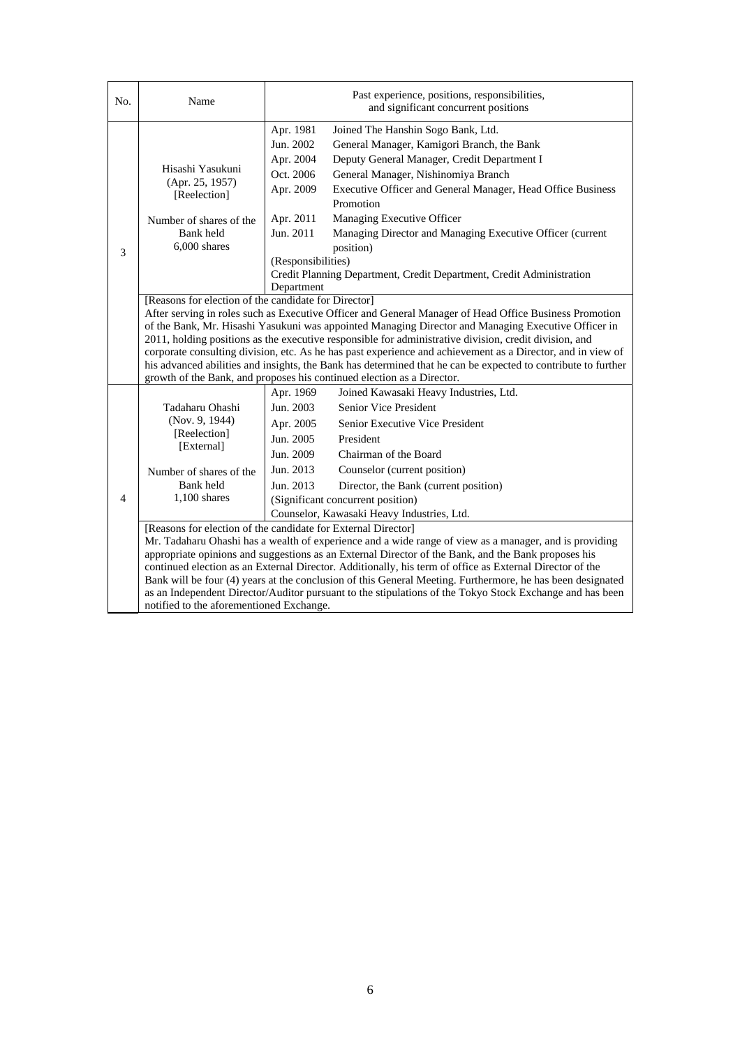| No. | Name | Past experience, positions, responsibilities, and significant concurrent positions |
|---|---|---|
| 3 | Hisashi Yasukuni<br>(Apr. 25, 1957)<br>[Reelection]<br><br>Number of shares of the Bank held<br>6,000 shares | Apr. 1981 Joined The Hanshin Sogo Bank, Ltd.<br>Jun. 2002 General Manager, Kamigori Branch, the Bank<br>Apr. 2004 Deputy General Manager, Credit Department I<br>Oct. 2006 General Manager, Nishinomiya Branch<br>Apr. 2009 Executive Officer and General Manager, Head Office Business Promotion<br>Apr. 2011 Managing Executive Officer<br>Jun. 2011 Managing Director and Managing Executive Officer (current position)<br>(Responsibilities)<br>Credit Planning Department, Credit Department, Credit Administration Department |
| | [Reasons for election of the candidate for Director]<br>After serving in roles such as Executive Officer and General Manager of Head Office Business Promotion of the Bank, Mr. Hisashi Yasukuni was appointed Managing Director and Managing Executive Officer in 2011, holding positions as the executive responsible for administrative division, credit division, and corporate consulting division, etc. As he has past experience and achievement as a Director, and in view of his advanced abilities and insights, the Bank has determined that he can be expected to contribute to further growth of the Bank, and proposes his continued election as a Director. | |
| 4 | Tadaharu Ohashi<br>(Nov. 9, 1944)<br>[Reelection]<br>[External]<br><br>Number of shares of the Bank held<br>1,100 shares | Apr. 1969 Joined Kawasaki Heavy Industries, Ltd.<br>Jun. 2003 Senior Vice President<br>Apr. 2005 Senior Executive Vice President<br>Jun. 2005 President<br>Jun. 2009 Chairman of the Board<br>Jun. 2013 Counselor (current position)<br>Jun. 2013 Director, the Bank (current position)<br>(Significant concurrent position)<br>Counselor, Kawasaki Heavy Industries, Ltd. |
| | [Reasons for election of the candidate for External Director]<br>Mr. Tadaharu Ohashi has a wealth of experience and a wide range of view as a manager, and is providing appropriate opinions and suggestions as an External Director of the Bank, and the Bank proposes his continued election as an External Director. Additionally, his term of office as External Director of the Bank will be four (4) years at the conclusion of this General Meeting. Furthermore, he has been designated as an Independent Director/Auditor pursuant to the stipulations of the Tokyo Stock Exchange and has been notified to the aforementioned Exchange. | |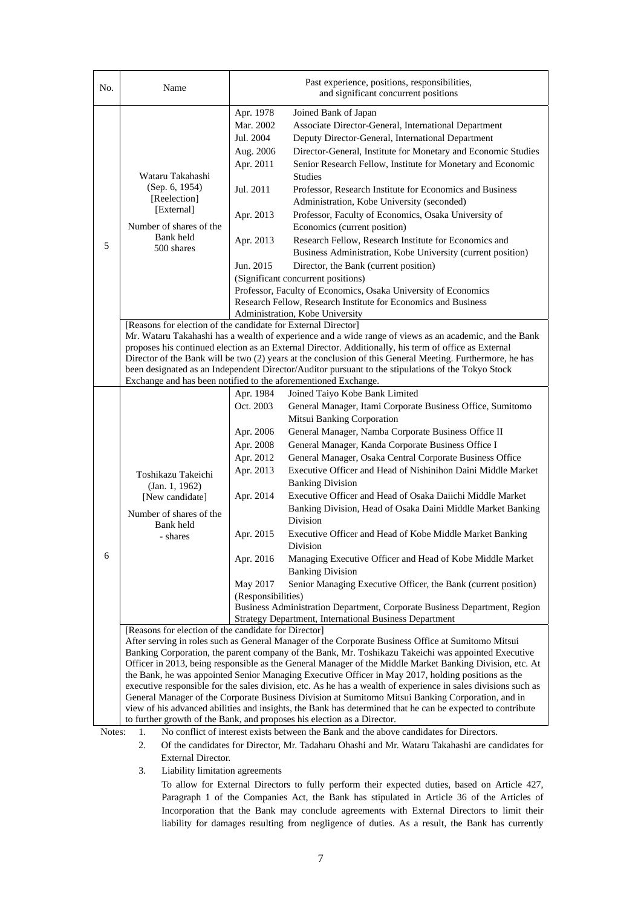| No. | Name | Past experience, positions, responsibilities, and significant concurrent positions |
|---|---|---|
| 5 | Wataru Takahashi (Sep. 6, 1954) [Reelection] [External] Number of shares of the Bank held 500 shares | Apr. 1978 Joined Bank of Japan<br>Mar. 2002 Associate Director-General, International Department<br>Jul. 2004 Deputy Director-General, International Department<br>Aug. 2006 Director-General, Institute for Monetary and Economic Studies<br>Apr. 2011 Senior Research Fellow, Institute for Monetary and Economic Studies<br>Jul. 2011 Professor, Research Institute for Economics and Business Administration, Kobe University (seconded)<br>Apr. 2013 Professor, Faculty of Economics, Osaka University of Economics (current position)<br>Apr. 2013 Research Fellow, Research Institute for Economics and Business Administration, Kobe University (current position)<br>Jun. 2015 Director, the Bank (current position)<br>(Significant concurrent positions)<br>Professor, Faculty of Economics, Osaka University of Economics<br>Research Fellow, Research Institute for Economics and Business Administration, Kobe University |
| | [Reasons for election of the candidate for External Director]<br>Mr. Wataru Takahashi has a wealth of experience and a wide range of views as an academic, and the Bank proposes his continued election as an External Director. Additionally, his term of office as External Director of the Bank will be two (2) years at the conclusion of this General Meeting. Furthermore, he has been designated as an Independent Director/Auditor pursuant to the stipulations of the Tokyo Stock Exchange and has been notified to the aforementioned Exchange. | |
| 6 | Toshikazu Takeichi (Jan. 1, 1962) [New candidate] Number of shares of the Bank held - shares | Apr. 1984 Joined Taiyo Kobe Bank Limited<br>Oct. 2003 General Manager, Itami Corporate Business Office, Sumitomo Mitsui Banking Corporation<br>Apr. 2006 General Manager, Namba Corporate Business Office II<br>Apr. 2008 General Manager, Kanda Corporate Business Office I<br>Apr. 2012 General Manager, Osaka Central Corporate Business Office<br>Apr. 2013 Executive Officer and Head of Nishinihon Daini Middle Market Banking Division<br>Apr. 2014 Executive Officer and Head of Osaka Daiichi Middle Market Banking Division, Head of Osaka Daini Middle Market Banking Division<br>Apr. 2015 Executive Officer and Head of Kobe Middle Market Banking Division<br>Apr. 2016 Managing Executive Officer and Head of Kobe Middle Market Banking Division<br>May 2017 Senior Managing Executive Officer, the Bank (current position)<br>(Responsibilities)<br>Business Administration Department, Corporate Business Department, Region Strategy Department, International Business Department |
| | [Reasons for election of the candidate for Director]<br>After serving in roles such as General Manager of the Corporate Business Office at Sumitomo Mitsui Banking Corporation, the parent company of the Bank, Mr. Toshikazu Takeichi was appointed Executive Officer in 2013, being responsible as the General Manager of the Middle Market Banking Division, etc. At the Bank, he was appointed Senior Managing Executive Officer in May 2017, holding positions as the executive responsible for the sales division, etc. As he has a wealth of experience in sales divisions such as General Manager of the Corporate Business Division at Sumitomo Mitsui Banking Corporation, and in view of his advanced abilities and insights, the Bank has determined that he can be expected to contribute to further growth of the Bank, and proposes his election as a Director. | |

Notes:
1. No conflict of interest exists between the Bank and the above candidates for Directors.
2. Of the candidates for Director, Mr. Tadaharu Ohashi and Mr. Wataru Takahashi are candidates for External Director.
3. Liability limitation agreements

   To allow for External Directors to fully perform their expected duties, based on Article 427, Paragraph 1 of the Companies Act, the Bank has stipulated in Article 36 of the Articles of Incorporation that the Bank may conclude agreements with External Directors to limit their liability for damages resulting from negligence of duties. As a result, the Bank has currently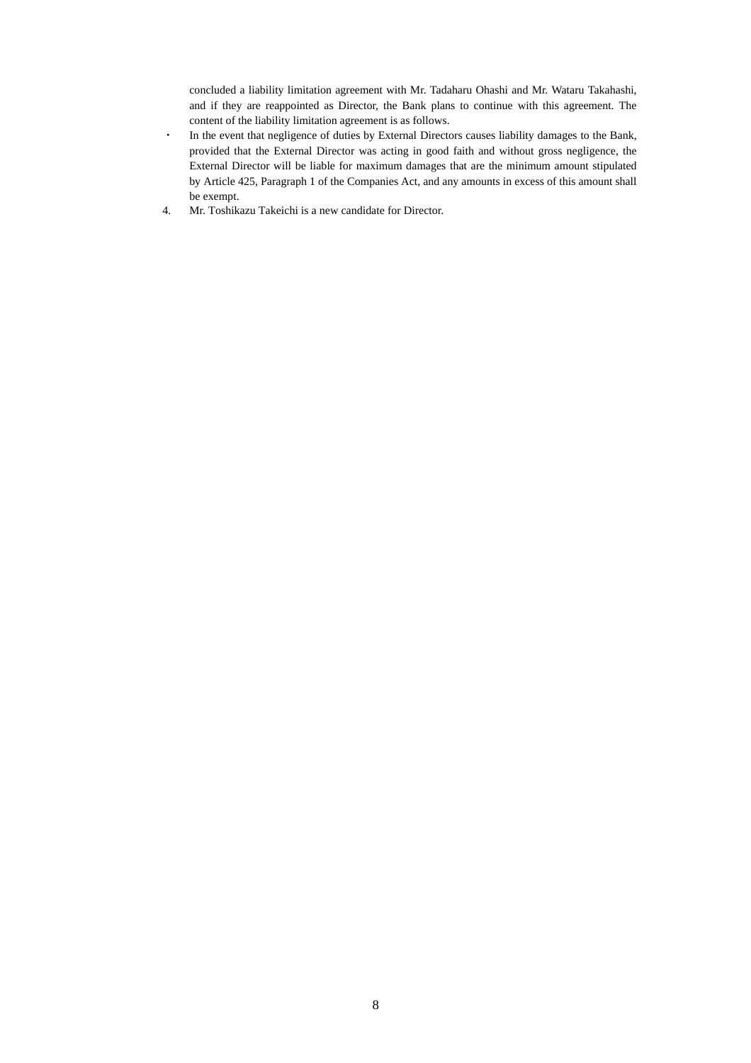concluded a liability limitation agreement with Mr. Tadaharu Ohashi and Mr. Wataru Takahashi, and if they are reappointed as Director, the Bank plans to continue with this agreement. The content of the liability limitation agreement is as follows.

- In the event that negligence of duties by External Directors causes liability damages to the Bank, provided that the External Director was acting in good faith and without gross negligence, the External Director will be liable for maximum damages that are the minimum amount stipulated by Article 425, Paragraph 1 of the Companies Act, and any amounts in excess of this amount shall be exempt.

4. Mr. Toshikazu Takeichi is a new candidate for Director.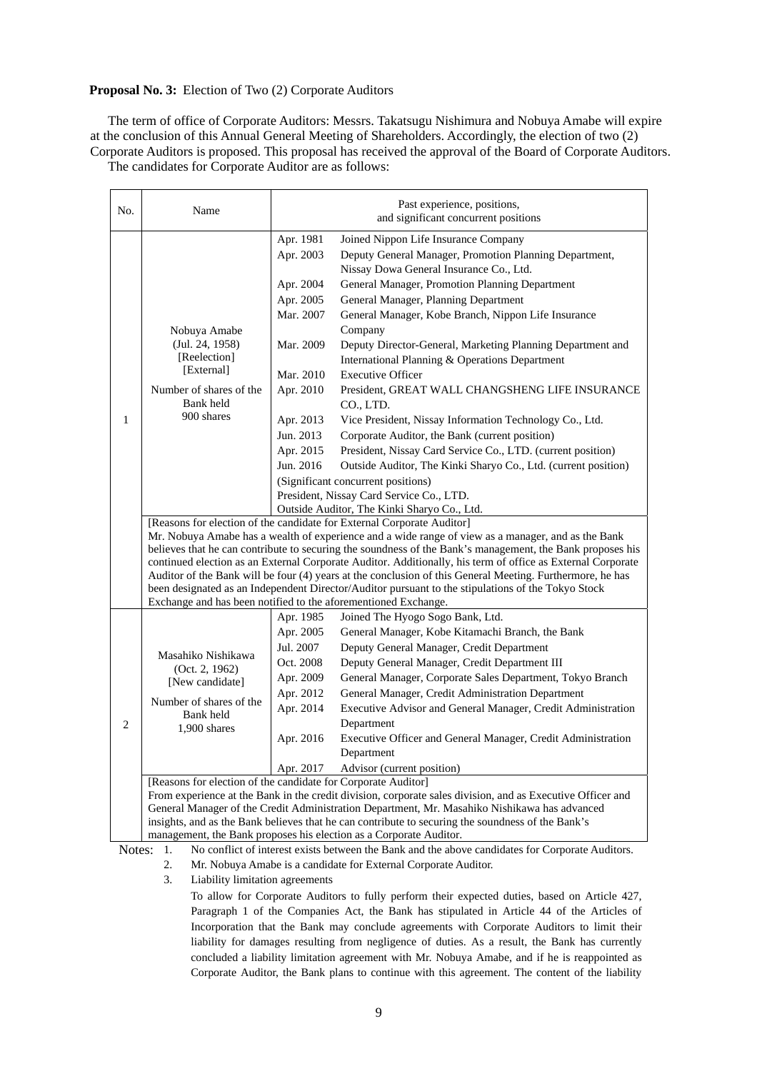**Proposal No. 3:** Election of Two (2) Corporate Auditors

The term of office of Corporate Auditors: Messrs. Takatsugu Nishimura and Nobuya Amabe will expire at the conclusion of this Annual General Meeting of Shareholders. Accordingly, the election of two (2) Corporate Auditors is proposed. This proposal has received the approval of the Board of Corporate Auditors.

The candidates for Corporate Auditor are as follows:

| No. | Name | Past experience, positions, and significant concurrent positions | |
|---|---|---|---|
| 1 | Nobuya Amabe<br>(Jul. 24, 1958)<br>[Reelection]<br>[External]<br><br>Number of shares of the Bank held<br>900 shares | Apr. 1981 | Joined Nippon Life Insurance Company |
| | | Apr. 2003 | Deputy General Manager, Promotion Planning Department, Nissay Dowa General Insurance Co., Ltd. |
| | | Apr. 2004 | General Manager, Promotion Planning Department |
| | | Apr. 2005 | General Manager, Planning Department |
| | | Mar. 2007 | General Manager, Kobe Branch, Nippon Life Insurance Company |
| | | Mar. 2009 | Deputy Director-General, Marketing Planning Department and International Planning & Operations Department |
| | | Mar. 2010 | Executive Officer |
| | | Apr. 2010 | President, GREAT WALL CHANGSHENG LIFE INSURANCE CO., LTD. |
| | | Apr. 2013 | Vice President, Nissay Information Technology Co., Ltd. |
| | | Jun. 2013 | Corporate Auditor, the Bank (current position) |
| | | Apr. 2015 | President, Nissay Card Service Co., LTD. (current position) |
| | | Jun. 2016 | Outside Auditor, The Kinki Sharyo Co., Ltd. (current position) |
| | | (Significant concurrent positions)<br>President, Nissay Card Service Co., LTD.<br>Outside Auditor, The Kinki Sharyo Co., Ltd. | |
| | [Reasons for election of the candidate for External Corporate Auditor]<br>Mr. Nobuya Amabe has a wealth of experience and a wide range of view as a manager, and as the Bank believes that he can contribute to securing the soundness of the Bank's management, the Bank proposes his continued election as an External Corporate Auditor. Additionally, his term of office as External Corporate Auditor of the Bank will be four (4) years at the conclusion of this General Meeting. Furthermore, he has been designated as an Independent Director/Auditor pursuant to the stipulations of the Tokyo Stock Exchange and has been notified to the aforementioned Exchange. | | |
| 2 | Masahiko Nishikawa<br>(Oct. 2, 1962)<br>[New candidate]<br><br>Number of shares of the Bank held<br>1,900 shares | Apr. 1985 | Joined The Hyogo Sogo Bank, Ltd. |
| | | Apr. 2005 | General Manager, Kobe Kitamachi Branch, the Bank |
| | | Jul. 2007 | Deputy General Manager, Credit Department |
| | | Oct. 2008 | Deputy General Manager, Credit Department III |
| | | Apr. 2009 | General Manager, Corporate Sales Department, Tokyo Branch |
| | | Apr. 2012 | General Manager, Credit Administration Department |
| | | Apr. 2014 | Executive Advisor and General Manager, Credit Administration Department |
| | | Apr. 2016 | Executive Officer and General Manager, Credit Administration Department |
| | | Apr. 2017 | Advisor (current position) |
| | [Reasons for election of the candidate for Corporate Auditor]<br>From experience at the Bank in the credit division, corporate sales division, and as Executive Officer and General Manager of the Credit Administration Department, Mr. Masahiko Nishikawa has advanced insights, and as the Bank believes that he can contribute to securing the soundness of the Bank's management, the Bank proposes his election as a Corporate Auditor. | | |

Notes:
1. No conflict of interest exists between the Bank and the above candidates for Corporate Auditors.
2. Mr. Nobuya Amabe is a candidate for External Corporate Auditor.
3. Liability limitation agreements

   To allow for Corporate Auditors to fully perform their expected duties, based on Article 427, Paragraph 1 of the Companies Act, the Bank has stipulated in Article 44 of the Articles of Incorporation that the Bank may conclude agreements with Corporate Auditors to limit their liability for damages resulting from negligence of duties. As a result, the Bank has currently concluded a liability limitation agreement with Mr. Nobuya Amabe, and if he is reappointed as Corporate Auditor, the Bank plans to continue with this agreement. The content of the liability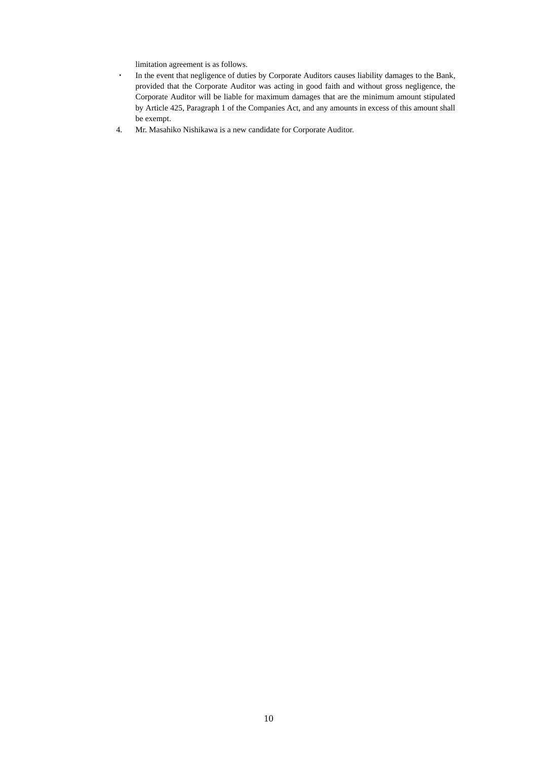limitation agreement is as follows.

- In the event that negligence of duties by Corporate Auditors causes liability damages to the Bank, provided that the Corporate Auditor was acting in good faith and without gross negligence, the Corporate Auditor will be liable for maximum damages that are the minimum amount stipulated by Article 425, Paragraph 1 of the Companies Act, and any amounts in excess of this amount shall be exempt.

4. Mr. Masahiko Nishikawa is a new candidate for Corporate Auditor.